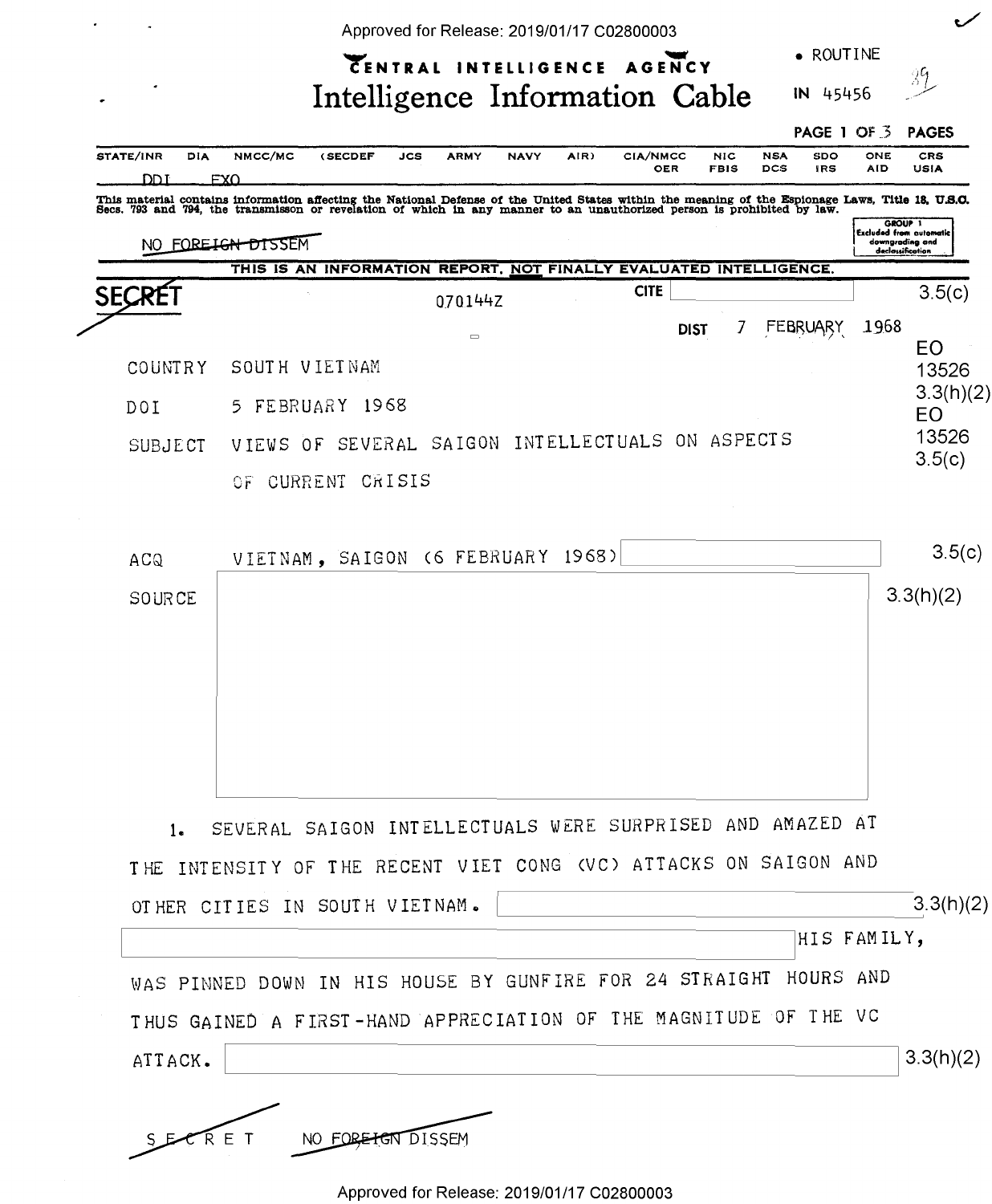Approved for Release: 2019/01/17 C02800003

CENTRAL INTELLIGENCE AGENCY

# Intelligence Information Cable

• ROUTINE

IN 45456

PAGE 1 OF 3 PAGES

| STATE/INR | DIA | NMCC/MC | (SECDEF | JCS | ARMY | NAVY | AIR) | CIA/NMCC OER | NIC FBIS | NSA DCS | SDO IRS | ONE AID | CRS USIA |
|---|---|---|---|---|---|---|---|---|---|---|---|---|---|
| DDI | EXO | | | | | | | | | | | | |

This material contains information affecting the National Defense of the United States within the meaning of the Espionage Laws, Title 18, U.S.C. Secs. 793 and 794, the transmisson or revelation of which in any manner to an unauthorized person is prohibited by law.

GROUP 1 Excluded from automatic downgrading and declassification

NO FOREIGN DISSEM

THIS IS AN INFORMATION REPORT, NOT FINALLY EVALUATED INTELLIGENCE.

SECRET 070144Z CITE [redacted] 3.5(c)

DIST 7 FEBRUARY 1968

EO 13526 3.3(h)(2)
EO 13526 3.5(c)

COUNTRY SOUTH VIETNAM

DOI 5 FEBRUARY 1968

SUBJECT VIEWS OF SEVERAL SAIGON INTELLECTUALS ON ASPECTS OF CURRENT CRISIS

ACQ VIETNAM, SAIGON (6 FEBRUARY 1968) [redacted] 3.5(c)

SOURCE [redacted] 3.3(h)(2)

1. SEVERAL SAIGON INTELLECTUALS WERE SURPRISED AND AMAZED AT THE INTENSITY OF THE RECENT VIET CONG (VC) ATTACKS ON SAIGON AND OTHER CITIES IN SOUTH VIETNAM. [redacted] 3.3(h)(2) [redacted] HIS FAMILY, WAS PINNED DOWN IN HIS HOUSE BY GUNFIRE FOR 24 STRAIGHT HOURS AND THUS GAINED A FIRST-HAND APPRECIATION OF THE MAGNITUDE OF THE VC ATTACK. [redacted] 3.3(h)(2)

SECRET NO FOREIGN DISSEM

Approved for Release: 2019/01/17 C02800003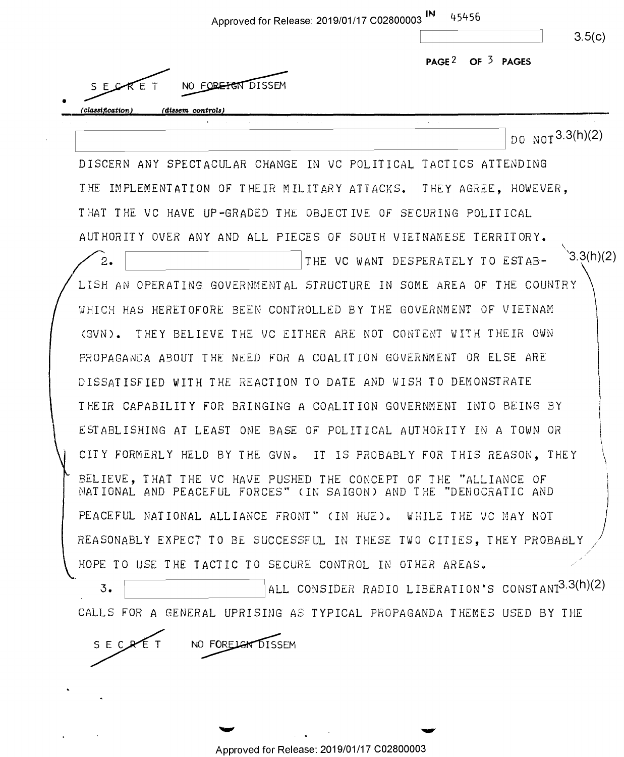SECRET NO FOREIGN DISSEM

*(classification)* *(dissem controls)*

[redacted] DO NOT 3.3(h)(2)

DISCERN ANY SPECTACULAR CHANGE IN VC POLITICAL TACTICS ATTENDING THE IMPLEMENTATION OF THEIR MILITARY ATTACKS. THEY AGREE, HOWEVER, THAT THE VC HAVE UP-GRADED THE OBJECTIVE OF SECURING POLITICAL AUTHORITY OVER ANY AND ALL PIECES OF SOUTH VIETNAMESE TERRITORY.

2. [redacted] THE VC WANT DESPERATELY TO ESTABLISH AN OPERATING GOVERNMENTAL STRUCTURE IN SOME AREA OF THE COUNTRY WHICH HAS HERETOFORE BEEN CONTROLLED BY THE GOVERNMENT OF VIETNAM (GVN). THEY BELIEVE THE VC EITHER ARE NOT CONTENT WITH THEIR OWN PROPAGANDA ABOUT THE NEED FOR A COALITION GOVERNMENT OR ELSE ARE DISSATISFIED WITH THE REACTION TO DATE AND WISH TO DEMONSTRATE THEIR CAPABILITY FOR BRINGING A COALITION GOVERNMENT INTO BEING BY ESTABLISHING AT LEAST ONE BASE OF POLITICAL AUTHORITY IN A TOWN OR CITY FORMERLY HELD BY THE GVN. IT IS PROBABLY FOR THIS REASON, THEY BELIEVE, THAT THE VC HAVE PUSHED THE CONCEPT OF THE "ALLIANCE OF NATIONAL AND PEACEFUL FORCES" (IN SAIGON) AND THE "DEMOCRATIC AND PEACEFUL NATIONAL ALLIANCE FRONT" (IN HUE). WHILE THE VC MAY NOT REASONABLY EXPECT TO BE SUCCESSFUL IN THESE TWO CITIES, THEY PROBABLY HOPE TO USE THE TACTIC TO SECURE CONTROL IN OTHER AREAS. 3.3(h)(2)

3. [redacted] ALL CONSIDER RADIO LIBERATION'S CONSTANT 3.3(h)(2) CALLS FOR A GENERAL UPRISING AS TYPICAL PROPAGANDA THEMES USED BY THE

SECRET NO FOREIGN DISSEM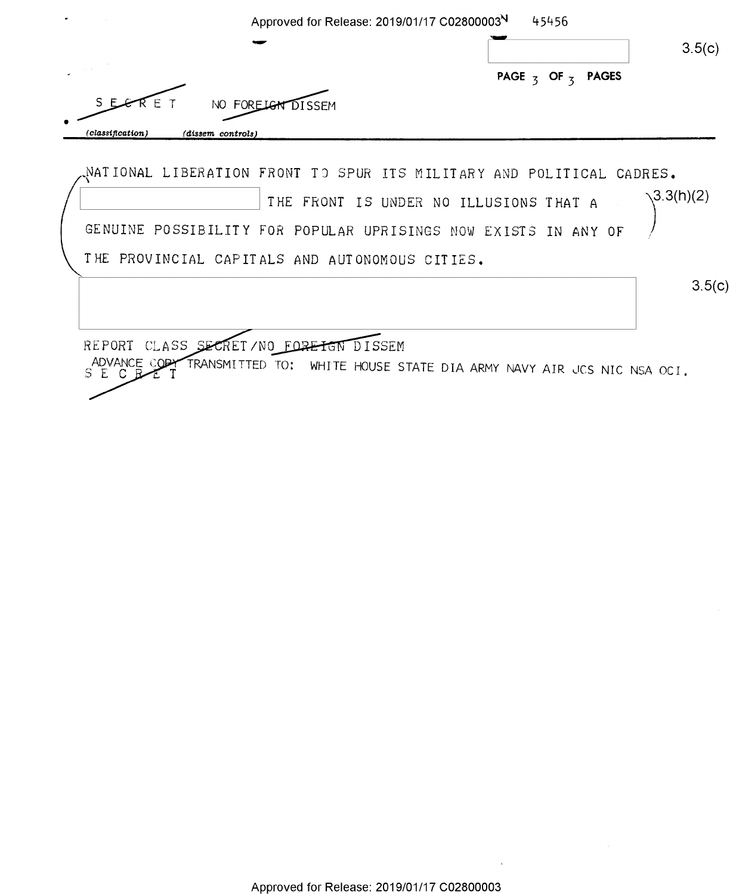SECRET NO FOREIGN DISSEM

(classification) (dissem controls)

NATIONAL LIBERATION FRONT TO SPUR ITS MILITARY AND POLITICAL CADRES.

[redacted] THE FRONT IS UNDER NO ILLUSIONS THAT A GENUINE POSSIBILITY FOR POPULAR UPRISINGS NOW EXISTS IN ANY OF THE PROVINCIAL CAPITALS AND AUTONOMOUS CITIES. 3.3(h)(2)

[redacted] 3.5(c)

REPORT CLASS SECRET/NO FOREIGN DISSEM

ADVANCE COPY TRANSMITTED TO: WHITE HOUSE STATE DIA ARMY NAVY AIR JCS NIC NSA OCI.

SECRET